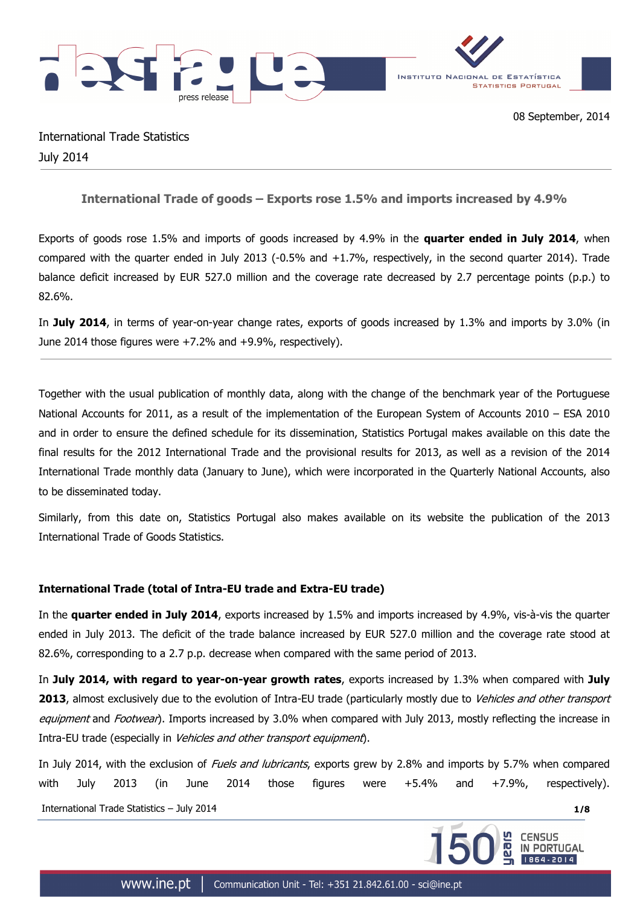08 September, 2014

International Trade Statistics
July 2014

## International Trade of goods – Exports rose 1.5% and imports increased by 4.9%

Exports of goods rose 1.5% and imports of goods increased by 4.9% in the **quarter ended in July 2014**, when compared with the quarter ended in July 2013 (-0.5% and +1.7%, respectively, in the second quarter 2014). Trade balance deficit increased by EUR 527.0 million and the coverage rate decreased by 2.7 percentage points (p.p.) to 82.6%.

In **July 2014**, in terms of year-on-year change rates, exports of goods increased by 1.3% and imports by 3.0% (in June 2014 those figures were +7.2% and +9.9%, respectively).

---

Together with the usual publication of monthly data, along with the change of the benchmark year of the Portuguese National Accounts for 2011, as a result of the implementation of the European System of Accounts 2010 – ESA 2010 and in order to ensure the defined schedule for its dissemination, Statistics Portugal makes available on this date the final results for the 2012 International Trade and the provisional results for 2013, as well as a revision of the 2014 International Trade monthly data (January to June), which were incorporated in the Quarterly National Accounts, also to be disseminated today.

Similarly, from this date on, Statistics Portugal also makes available on its website the publication of the 2013 International Trade of Goods Statistics.

### International Trade (total of Intra-EU trade and Extra-EU trade)

In the **quarter ended in July 2014**, exports increased by 1.5% and imports increased by 4.9%, vis-à-vis the quarter ended in July 2013. The deficit of the trade balance increased by EUR 527.0 million and the coverage rate stood at 82.6%, corresponding to a 2.7 p.p. decrease when compared with the same period of 2013.

In **July 2014, with regard to year-on-year growth rates**, exports increased by 1.3% when compared with **July 2013**, almost exclusively due to the evolution of Intra-EU trade (particularly mostly due to *Vehicles and other transport equipment* and *Footwear*). Imports increased by 3.0% when compared with July 2013, mostly reflecting the increase in Intra-EU trade (especially in *Vehicles and other transport equipment*).

In July 2014, with the exclusion of *Fuels and lubricants*, exports grew by 2.8% and imports by 5.7% when compared with July 2013 (in June 2014 those figures were +5.4% and +7.9%, respectively).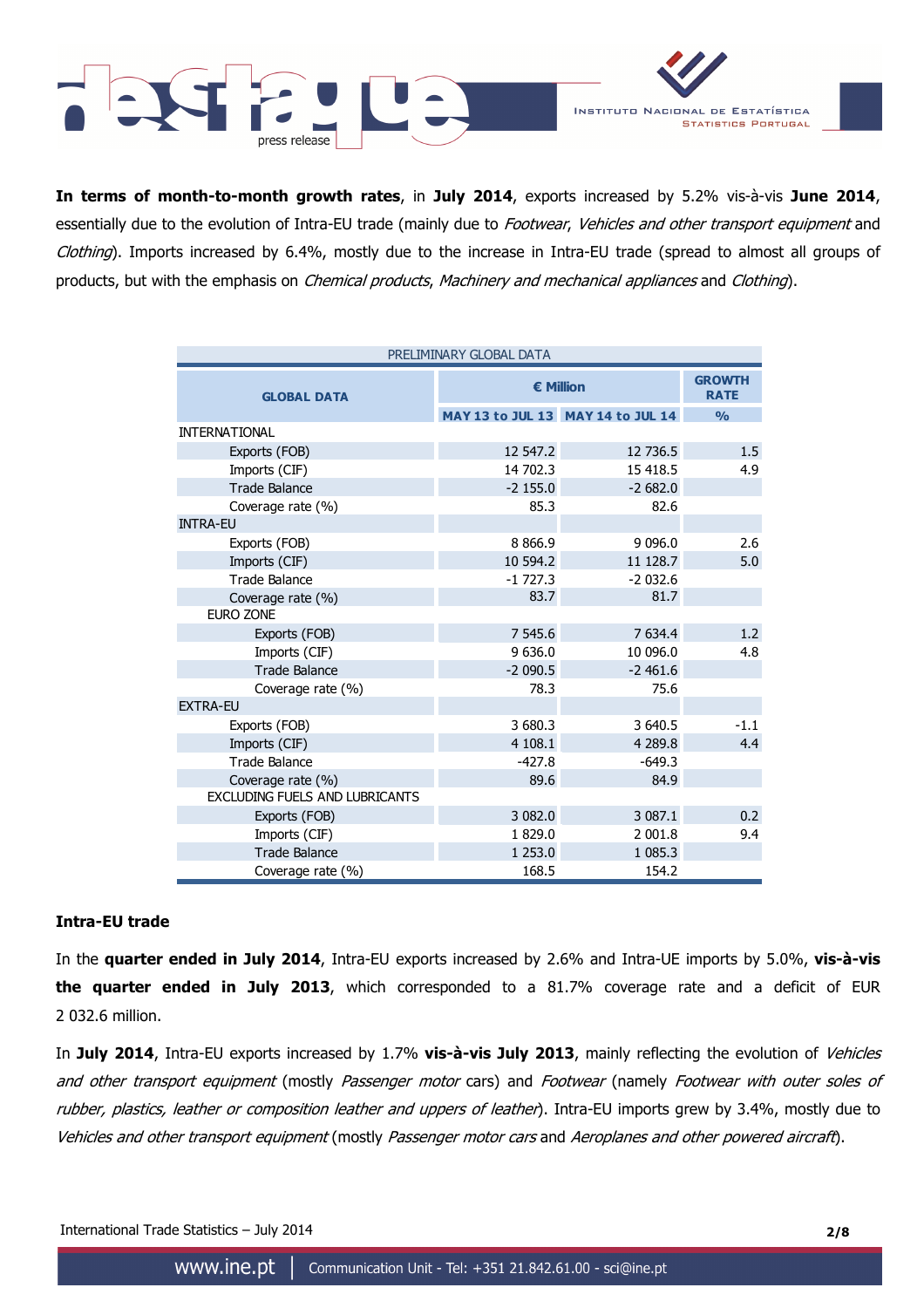**In terms of month-to-month growth rates**, in **July 2014**, exports increased by 5.2% vis-à-vis **June 2014**, essentially due to the evolution of Intra-EU trade (mainly due to *Footwear*, *Vehicles and other transport equipment* and *Clothing*). Imports increased by 6.4%, mostly due to the increase in Intra-EU trade (spread to almost all groups of products, but with the emphasis on *Chemical products*, *Machinery and mechanical appliances* and *Clothing*).

| PRELIMINARY GLOBAL DATA | | | |
|---|---|---|---|
| GLOBAL DATA | € Million | | GROWTH RATE |
| | MAY 13 to JUL 13 | MAY 14 to JUL 14 | % |
| INTERNATIONAL | | | |
| Exports (FOB) | 12 547.2 | 12 736.5 | 1.5 |
| Imports (CIF) | 14 702.3 | 15 418.5 | 4.9 |
| Trade Balance | -2 155.0 | -2 682.0 | |
| Coverage rate (%) | 85.3 | 82.6 | |
| INTRA-EU | | | |
| Exports (FOB) | 8 866.9 | 9 096.0 | 2.6 |
| Imports (CIF) | 10 594.2 | 11 128.7 | 5.0 |
| Trade Balance | -1 727.3 | -2 032.6 | |
| Coverage rate (%) | 83.7 | 81.7 | |
| EURO ZONE | | | |
| Exports (FOB) | 7 545.6 | 7 634.4 | 1.2 |
| Imports (CIF) | 9 636.0 | 10 096.0 | 4.8 |
| Trade Balance | -2 090.5 | -2 461.6 | |
| Coverage rate (%) | 78.3 | 75.6 | |
| EXTRA-EU | | | |
| Exports (FOB) | 3 680.3 | 3 640.5 | -1.1 |
| Imports (CIF) | 4 108.1 | 4 289.8 | 4.4 |
| Trade Balance | -427.8 | -649.3 | |
| Coverage rate (%) | 89.6 | 84.9 | |
| EXCLUDING FUELS AND LUBRICANTS | | | |
| Exports (FOB) | 3 082.0 | 3 087.1 | 0.2 |
| Imports (CIF) | 1 829.0 | 2 001.8 | 9.4 |
| Trade Balance | 1 253.0 | 1 085.3 | |
| Coverage rate (%) | 168.5 | 154.2 | |

## Intra-EU trade

In the **quarter ended in July 2014**, Intra-EU exports increased by 2.6% and Intra-UE imports by 5.0%, **vis-à-vis the quarter ended in July 2013**, which corresponded to a 81.7% coverage rate and a deficit of EUR 2 032.6 million.

In **July 2014**, Intra-EU exports increased by 1.7% **vis-à-vis July 2013**, mainly reflecting the evolution of *Vehicles and other transport equipment* (mostly *Passenger motor* cars) and *Footwear* (namely *Footwear with outer soles of rubber, plastics, leather or composition leather and uppers of leather*). Intra-EU imports grew by 3.4%, mostly due to *Vehicles and other transport equipment* (mostly *Passenger motor cars* and *Aeroplanes and other powered aircraft*).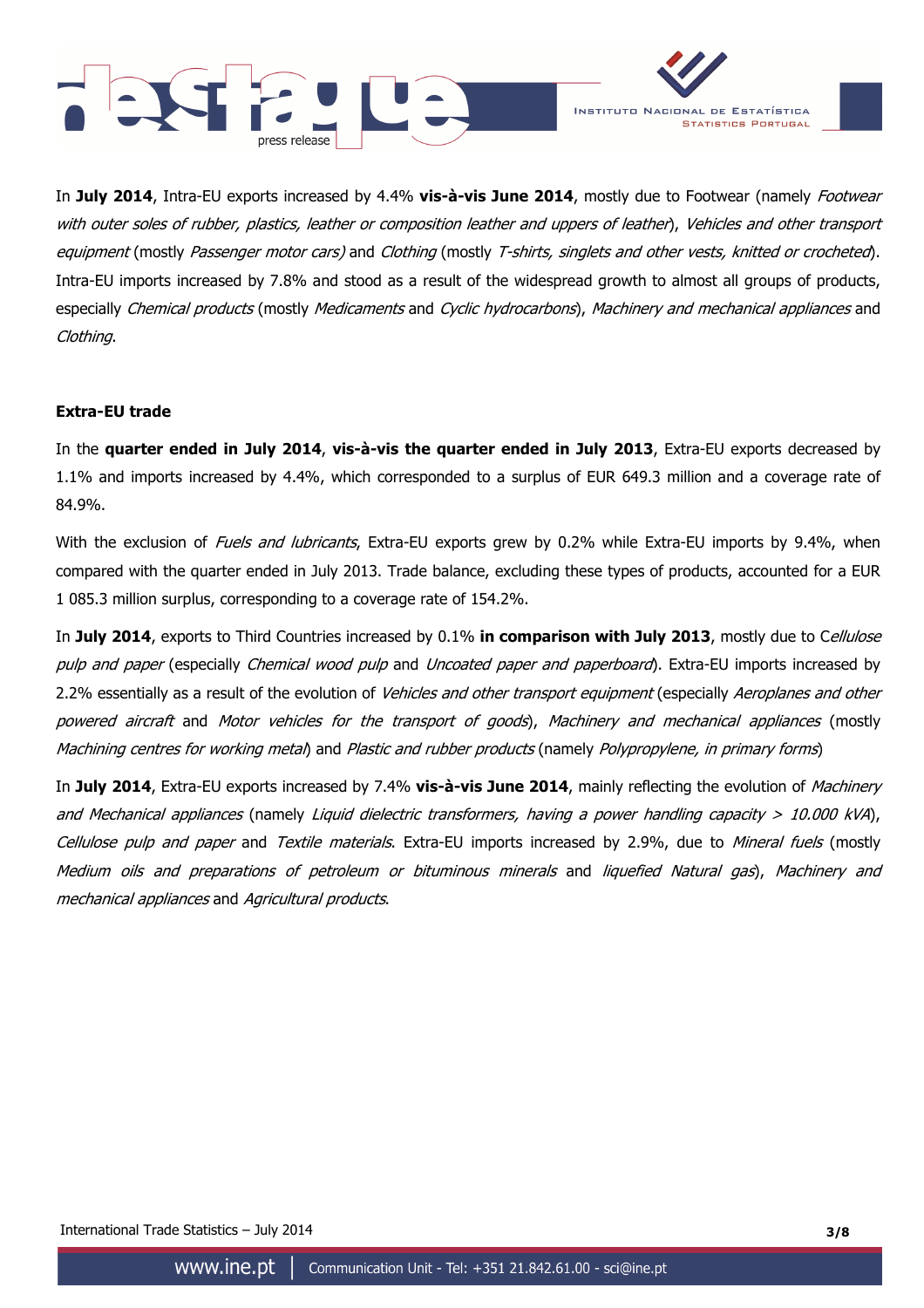In **July 2014**, Intra-EU exports increased by 4.4% **vis-à-vis June 2014**, mostly due to Footwear (namely *Footwear with outer soles of rubber, plastics, leather or composition leather and uppers of leather*), *Vehicles and other transport equipment* (mostly *Passenger motor cars)* and *Clothing* (mostly *T-shirts, singlets and other vests, knitted or crocheted*). Intra-EU imports increased by 7.8% and stood as a result of the widespread growth to almost all groups of products, especially *Chemical products* (mostly *Medicaments* and *Cyclic hydrocarbons*), *Machinery and mechanical appliances* and *Clothing*.

### Extra-EU trade

In the **quarter ended in July 2014**, **vis-à-vis the quarter ended in July 2013**, Extra-EU exports decreased by 1.1% and imports increased by 4.4%, which corresponded to a surplus of EUR 649.3 million and a coverage rate of 84.9%.

With the exclusion of *Fuels and lubricants*, Extra-EU exports grew by 0.2% while Extra-EU imports by 9.4%, when compared with the quarter ended in July 2013. Trade balance, excluding these types of products, accounted for a EUR 1 085.3 million surplus, corresponding to a coverage rate of 154.2%.

In **July 2014**, exports to Third Countries increased by 0.1% **in comparison with July 2013**, mostly due to C*ellulose pulp and paper* (especially *Chemical wood pulp* and *Uncoated paper and paperboard*). Extra-EU imports increased by 2.2% essentially as a result of the evolution of *Vehicles and other transport equipment* (especially *Aeroplanes and other powered aircraft* and *Motor vehicles for the transport of goods*), *Machinery and mechanical appliances* (mostly *Machining centres for working metal*) and *Plastic and rubber products* (namely *Polypropylene, in primary forms*)

In **July 2014**, Extra-EU exports increased by 7.4% **vis-à-vis June 2014**, mainly reflecting the evolution of *Machinery and Mechanical appliances* (namely *Liquid dielectric transformers, having a power handling capacity > 10.000 kVA*), *Cellulose pulp and paper* and *Textile materials*. Extra-EU imports increased by 2.9%, due to *Mineral fuels* (mostly *Medium oils and preparations of petroleum or bituminous minerals* and *liquefied Natural gas*), *Machinery and mechanical appliances* and *Agricultural products*.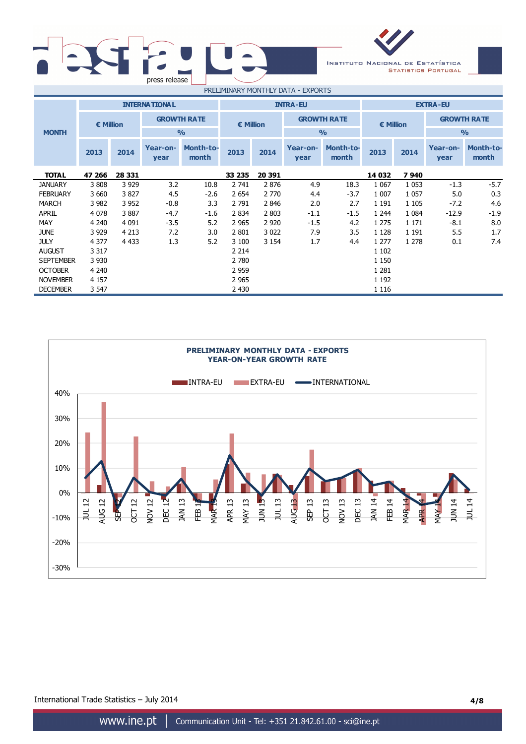PRELIMINARY MONTHLY DATA - EXPORTS

| MONTH | INTERNATIONAL | | | | INTRA-EU | | | | EXTRA-EU | | | |
|---|---|---|---|---|---|---|---|---|---|---|---|---|
| | € Million | | GROWTH RATE % | | € Million | | GROWTH RATE % | | € Million | | GROWTH RATE % | |
| | 2013 | 2014 | Year-on-year | Month-to-month | 2013 | 2014 | Year-on-year | Month-to-month | 2013 | 2014 | Year-on-year | Month-to-month |
| **TOTAL** | **47 266** | **28 331** | | | **33 235** | **20 391** | | | **14 032** | **7 940** | | |
| JANUARY | 3 808 | 3 929 | 3.2 | 10.8 | 2 741 | 2 876 | 4.9 | 18.3 | 1 067 | 1 053 | -1.3 | -5.7 |
| FEBRUARY | 3 660 | 3 827 | 4.5 | -2.6 | 2 654 | 2 770 | 4.4 | -3.7 | 1 007 | 1 057 | 5.0 | 0.3 |
| MARCH | 3 982 | 3 952 | -0.8 | 3.3 | 2 791 | 2 846 | 2.0 | 2.7 | 1 191 | 1 105 | -7.2 | 4.6 |
| APRIL | 4 078 | 3 887 | -4.7 | -1.6 | 2 834 | 2 803 | -1.1 | -1.5 | 1 244 | 1 084 | -12.9 | -1.9 |
| MAY | 4 240 | 4 091 | -3.5 | 5.2 | 2 965 | 2 920 | -1.5 | 4.2 | 1 275 | 1 171 | -8.1 | 8.0 |
| JUNE | 3 929 | 4 213 | 7.2 | 3.0 | 2 801 | 3 022 | 7.9 | 3.5 | 1 128 | 1 191 | 5.5 | 1.7 |
| JULY | 4 377 | 4 433 | 1.3 | 5.2 | 3 100 | 3 154 | 1.7 | 4.4 | 1 277 | 1 278 | 0.1 | 7.4 |
| AUGUST | 3 317 | | | | 2 214 | | | | 1 102 | | | |
| SEPTEMBER | 3 930 | | | | 2 780 | | | | 1 150 | | | |
| OCTOBER | 4 240 | | | | 2 959 | | | | 1 281 | | | |
| NOVEMBER | 4 157 | | | | 2 965 | | | | 1 192 | | | |
| DECEMBER | 3 547 | | | | 2 430 | | | | 1 116 | | | |

**PRELIMINARY MONTHLY DATA - EXPORTS**
**YEAR-ON-YEAR GROWTH RATE**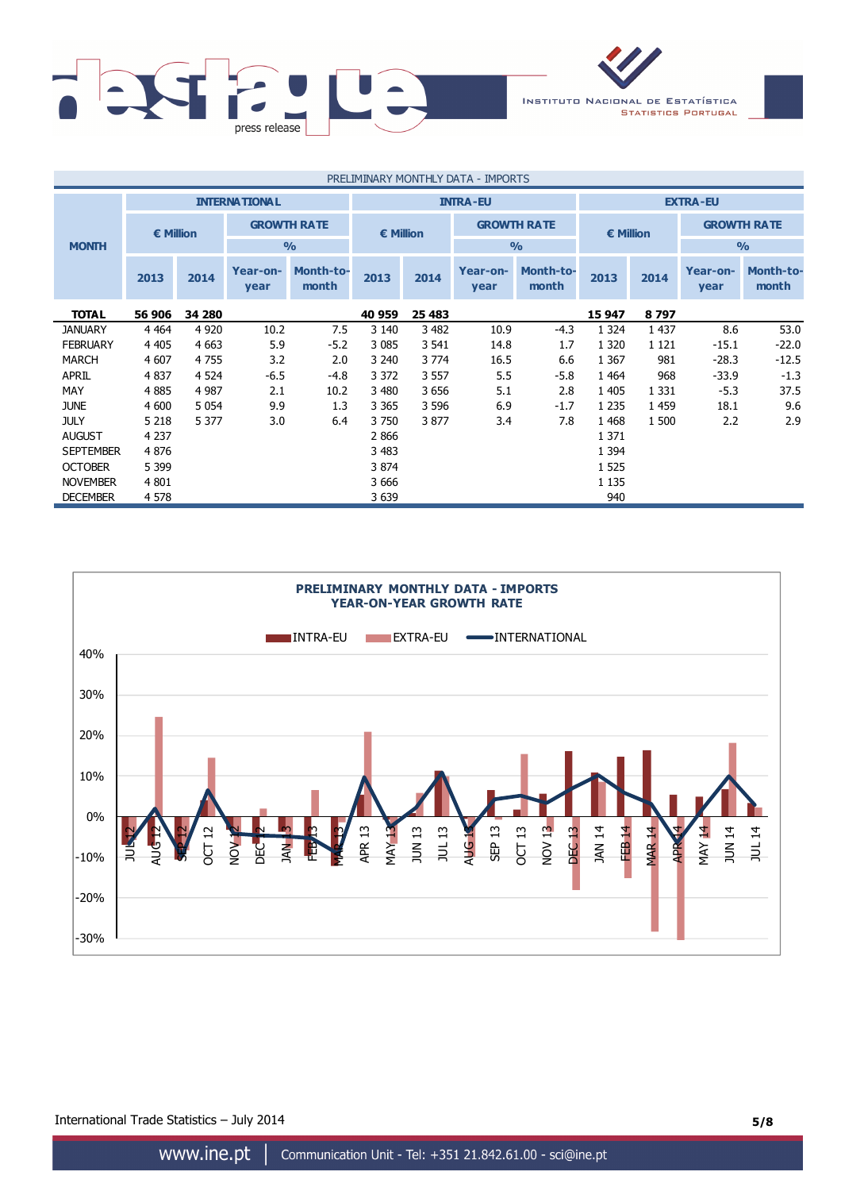PRELIMINARY MONTHLY DATA - IMPORTS

| MONTH | INTERNATIONAL | | | | INTRA-EU | | | | EXTRA-EU | | | |
|---|---|---|---|---|---|---|---|---|---|---|---|---|
| | € Million | | GROWTH RATE % | | € Million | | GROWTH RATE % | | € Million | | GROWTH RATE % | |
| | 2013 | 2014 | Year-on-year | Month-to-month | 2013 | 2014 | Year-on-year | Month-to-month | 2013 | 2014 | Year-on-year | Month-to-month |
| **TOTAL** | **56 906** | **34 280** | | | **40 959** | **25 483** | | | **15 947** | **8 797** | | |
| JANUARY | 4 464 | 4 920 | 10.2 | 7.5 | 3 140 | 3 482 | 10.9 | -4.3 | 1 324 | 1 437 | 8.6 | 53.0 |
| FEBRUARY | 4 405 | 4 663 | 5.9 | -5.2 | 3 085 | 3 541 | 14.8 | 1.7 | 1 320 | 1 121 | -15.1 | -22.0 |
| MARCH | 4 607 | 4 755 | 3.2 | 2.0 | 3 240 | 3 774 | 16.5 | 6.6 | 1 367 | 981 | -28.3 | -12.5 |
| APRIL | 4 837 | 4 524 | -6.5 | -4.8 | 3 372 | 3 557 | 5.5 | -5.8 | 1 464 | 968 | -33.9 | -1.3 |
| MAY | 4 885 | 4 987 | 2.1 | 10.2 | 3 480 | 3 656 | 5.1 | 2.8 | 1 405 | 1 331 | -5.3 | 37.5 |
| JUNE | 4 600 | 5 054 | 9.9 | 1.3 | 3 365 | 3 596 | 6.9 | -1.7 | 1 235 | 1 459 | 18.1 | 9.6 |
| JULY | 5 218 | 5 377 | 3.0 | 6.4 | 3 750 | 3 877 | 3.4 | 7.8 | 1 468 | 1 500 | 2.2 | 2.9 |
| AUGUST | 4 237 | | | | 2 866 | | | | 1 371 | | | |
| SEPTEMBER | 4 876 | | | | 3 483 | | | | 1 394 | | | |
| OCTOBER | 5 399 | | | | 3 874 | | | | 1 525 | | | |
| NOVEMBER | 4 801 | | | | 3 666 | | | | 1 135 | | | |
| DECEMBER | 4 578 | | | | 3 639 | | | | 940 | | | |

**PRELIMINARY MONTHLY DATA - IMPORTS**
**YEAR-ON-YEAR GROWTH RATE**

INTRA-EU | EXTRA-EU | INTERNATIONAL

International Trade Statistics – July 2014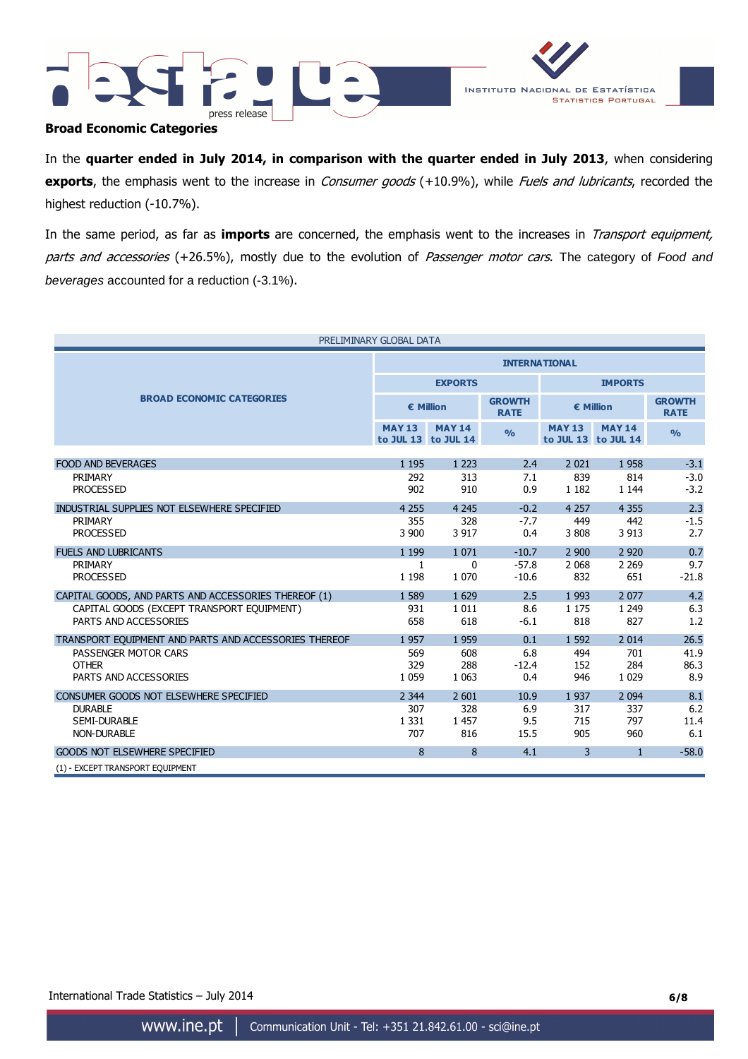## Broad Economic Categories

In the **quarter ended in July 2014, in comparison with the quarter ended in July 2013**, when considering **exports**, the emphasis went to the increase in *Consumer goods* (+10.9%), while *Fuels and lubricants*, recorded the highest reduction (-10.7%).

In the same period, as far as **imports** are concerned, the emphasis went to the increases in *Transport equipment, parts and accessories* (+26.5%), mostly due to the evolution of *Passenger motor cars*. The category of *Food and beverages* accounted for a reduction (-3.1%).

PRELIMINARY GLOBAL DATA

| BROAD ECONOMIC CATEGORIES | INTERNATIONAL | | | | | |
|---|---|---|---|---|---|---|
| | EXPORTS | | | IMPORTS | | |
| | € Million | | GROWTH RATE | € Million | | GROWTH RATE |
| | MAY 13 to JUL 13 | MAY 14 to JUL 14 | % | MAY 13 to JUL 13 | MAY 14 to JUL 14 | % |
| FOOD AND BEVERAGES | 1 195 | 1 223 | 2.4 | 2 021 | 1 958 | -3.1 |
| PRIMARY | 292 | 313 | 7.1 | 839 | 814 | -3.0 |
| PROCESSED | 902 | 910 | 0.9 | 1 182 | 1 144 | -3.2 |
| INDUSTRIAL SUPPLIES NOT ELSEWHERE SPECIFIED | 4 255 | 4 245 | -0.2 | 4 257 | 4 355 | 2.3 |
| PRIMARY | 355 | 328 | -7.7 | 449 | 442 | -1.5 |
| PROCESSED | 3 900 | 3 917 | 0.4 | 3 808 | 3 913 | 2.7 |
| FUELS AND LUBRICANTS | 1 199 | 1 071 | -10.7 | 2 900 | 2 920 | 0.7 |
| PRIMARY | 1 | 0 | -57.8 | 2 068 | 2 269 | 9.7 |
| PROCESSED | 1 198 | 1 070 | -10.6 | 832 | 651 | -21.8 |
| CAPITAL GOODS, AND PARTS AND ACCESSORIES THEREOF (1) | 1 589 | 1 629 | 2.5 | 1 993 | 2 077 | 4.2 |
| CAPITAL GOODS (EXCEPT TRANSPORT EQUIPMENT) | 931 | 1 011 | 8.6 | 1 175 | 1 249 | 6.3 |
| PARTS AND ACCESSORIES | 658 | 618 | -6.1 | 818 | 827 | 1.2 |
| TRANSPORT EQUIPMENT AND PARTS AND ACCESSORIES THEREOF | 1 957 | 1 959 | 0.1 | 1 592 | 2 014 | 26.5 |
| PASSENGER MOTOR CARS | 569 | 608 | 6.8 | 494 | 701 | 41.9 |
| OTHER | 329 | 288 | -12.4 | 152 | 284 | 86.3 |
| PARTS AND ACCESSORIES | 1 059 | 1 063 | 0.4 | 946 | 1 029 | 8.9 |
| CONSUMER GOODS NOT ELSEWHERE SPECIFIED | 2 344 | 2 601 | 10.9 | 1 937 | 2 094 | 8.1 |
| DURABLE | 307 | 328 | 6.9 | 317 | 337 | 6.2 |
| SEMI-DURABLE | 1 331 | 1 457 | 9.5 | 715 | 797 | 11.4 |
| NON-DURABLE | 707 | 816 | 15.5 | 905 | 960 | 6.1 |
| GOODS NOT ELSEWHERE SPECIFIED | 8 | 8 | 4.1 | 3 | 1 | -58.0 |

(1) - EXCEPT TRANSPORT EQUIPMENT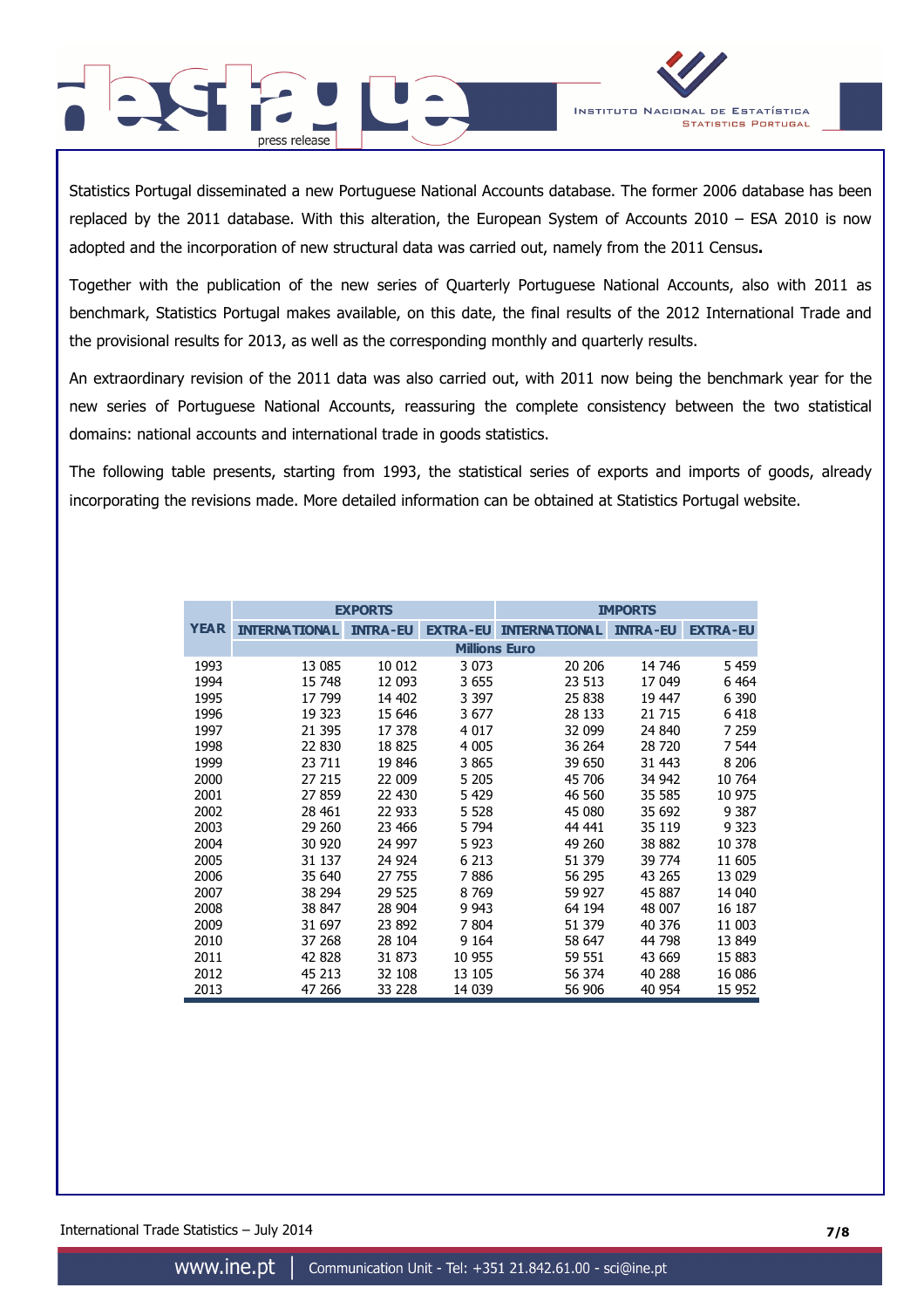Statistics Portugal disseminated a new Portuguese National Accounts database. The former 2006 database has been replaced by the 2011 database. With this alteration, the European System of Accounts 2010 – ESA 2010 is now adopted and the incorporation of new structural data was carried out, namely from the 2011 Census**.**

Together with the publication of the new series of Quarterly Portuguese National Accounts, also with 2011 as benchmark, Statistics Portugal makes available, on this date, the final results of the 2012 International Trade and the provisional results for 2013, as well as the corresponding monthly and quarterly results.

An extraordinary revision of the 2011 data was also carried out, with 2011 now being the benchmark year for the new series of Portuguese National Accounts, reassuring the complete consistency between the two statistical domains: national accounts and international trade in goods statistics.

The following table presents, starting from 1993, the statistical series of exports and imports of goods, already incorporating the revisions made. More detailed information can be obtained at Statistics Portugal website.

| YEAR | EXPORTS | | | IMPORTS | | |
|---|---|---|---|---|---|---|
| | INTERNATIONAL | INTRA-EU | EXTRA-EU | INTERNATIONAL | INTRA-EU | EXTRA-EU |
| | Millions Euro | | | | | |
| 1993 | 13 085 | 10 012 | 3 073 | 20 206 | 14 746 | 5 459 |
| 1994 | 15 748 | 12 093 | 3 655 | 23 513 | 17 049 | 6 464 |
| 1995 | 17 799 | 14 402 | 3 397 | 25 838 | 19 447 | 6 390 |
| 1996 | 19 323 | 15 646 | 3 677 | 28 133 | 21 715 | 6 418 |
| 1997 | 21 395 | 17 378 | 4 017 | 32 099 | 24 840 | 7 259 |
| 1998 | 22 830 | 18 825 | 4 005 | 36 264 | 28 720 | 7 544 |
| 1999 | 23 711 | 19 846 | 3 865 | 39 650 | 31 443 | 8 206 |
| 2000 | 27 215 | 22 009 | 5 205 | 45 706 | 34 942 | 10 764 |
| 2001 | 27 859 | 22 430 | 5 429 | 46 560 | 35 585 | 10 975 |
| 2002 | 28 461 | 22 933 | 5 528 | 45 080 | 35 692 | 9 387 |
| 2003 | 29 260 | 23 466 | 5 794 | 44 441 | 35 119 | 9 323 |
| 2004 | 30 920 | 24 997 | 5 923 | 49 260 | 38 882 | 10 378 |
| 2005 | 31 137 | 24 924 | 6 213 | 51 379 | 39 774 | 11 605 |
| 2006 | 35 640 | 27 755 | 7 886 | 56 295 | 43 265 | 13 029 |
| 2007 | 38 294 | 29 525 | 8 769 | 59 927 | 45 887 | 14 040 |
| 2008 | 38 847 | 28 904 | 9 943 | 64 194 | 48 007 | 16 187 |
| 2009 | 31 697 | 23 892 | 7 804 | 51 379 | 40 376 | 11 003 |
| 2010 | 37 268 | 28 104 | 9 164 | 58 647 | 44 798 | 13 849 |
| 2011 | 42 828 | 31 873 | 10 955 | 59 551 | 43 669 | 15 883 |
| 2012 | 45 213 | 32 108 | 13 105 | 56 374 | 40 288 | 16 086 |
| 2013 | 47 266 | 33 228 | 14 039 | 56 906 | 40 954 | 15 952 |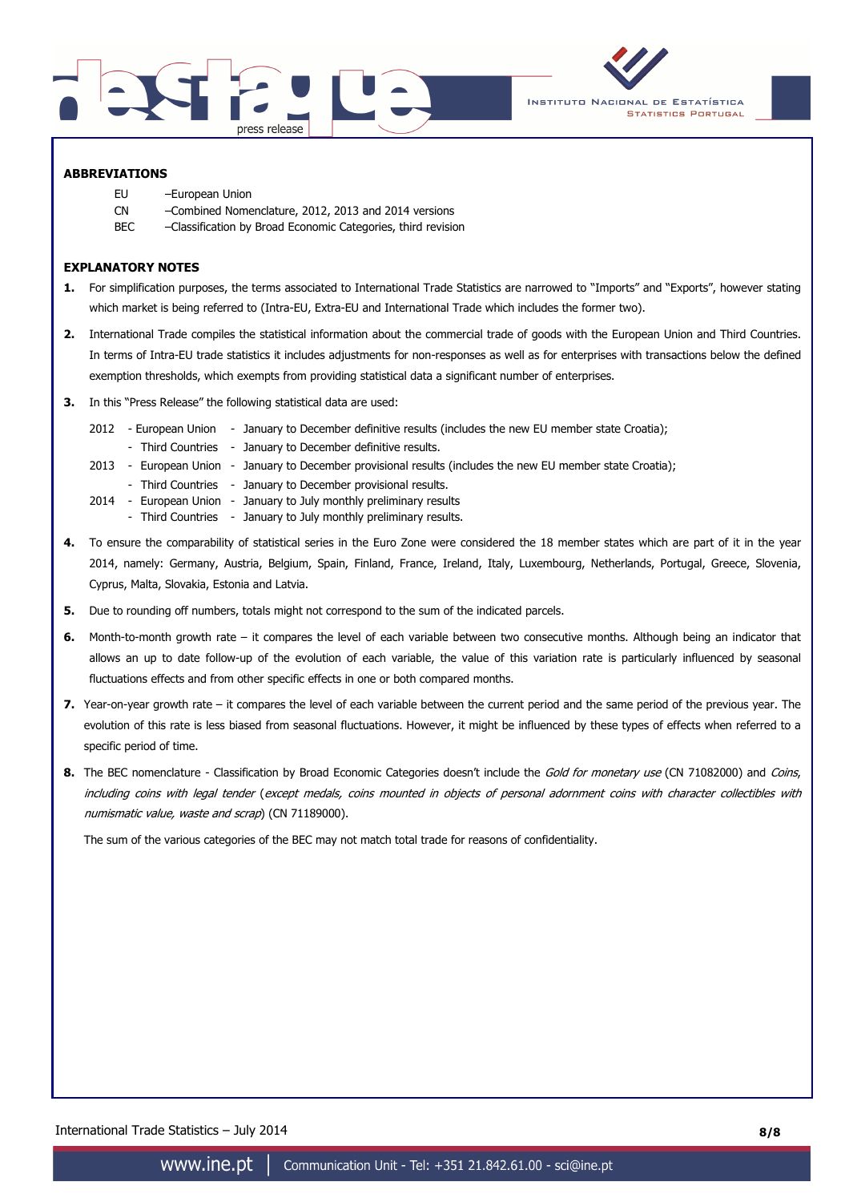## ABBREVIATIONS

EU –European Union
CN –Combined Nomenclature, 2012, 2013 and 2014 versions
BEC –Classification by Broad Economic Categories, third revision

## EXPLANATORY NOTES

1. For simplification purposes, the terms associated to International Trade Statistics are narrowed to "Imports" and "Exports", however stating which market is being referred to (Intra-EU, Extra-EU and International Trade which includes the former two).

2. International Trade compiles the statistical information about the commercial trade of goods with the European Union and Third Countries. In terms of Intra-EU trade statistics it includes adjustments for non-responses as well as for enterprises with transactions below the defined exemption thresholds, which exempts from providing statistical data a significant number of enterprises.

3. In this "Press Release" the following statistical data are used:

   2012 - European Union - January to December definitive results (includes the new EU member state Croatia);
   - Third Countries - January to December definitive results.

   2013 - European Union - January to December provisional results (includes the new EU member state Croatia);
   - Third Countries - January to December provisional results.

   2014 - European Union - January to July monthly preliminary results
   - Third Countries - January to July monthly preliminary results.

4. To ensure the comparability of statistical series in the Euro Zone were considered the 18 member states which are part of it in the year 2014, namely: Germany, Austria, Belgium, Spain, Finland, France, Ireland, Italy, Luxembourg, Netherlands, Portugal, Greece, Slovenia, Cyprus, Malta, Slovakia, Estonia and Latvia.

5. Due to rounding off numbers, totals might not correspond to the sum of the indicated parcels.

6. Month-to-month growth rate – it compares the level of each variable between two consecutive months. Although being an indicator that allows an up to date follow-up of the evolution of each variable, the value of this variation rate is particularly influenced by seasonal fluctuations effects and from other specific effects in one or both compared months.

7. Year-on-year growth rate – it compares the level of each variable between the current period and the same period of the previous year. The evolution of this rate is less biased from seasonal fluctuations. However, it might be influenced by these types of effects when referred to a specific period of time.

8. The BEC nomenclature - Classification by Broad Economic Categories doesn't include the *Gold for monetary use* (CN 71082000) and *Coins, including coins with legal tender* (*except medals, coins mounted in objects of personal adornment coins with character collectibles with numismatic value, waste and scrap*) (CN 71189000).

   The sum of the various categories of the BEC may not match total trade for reasons of confidentiality.